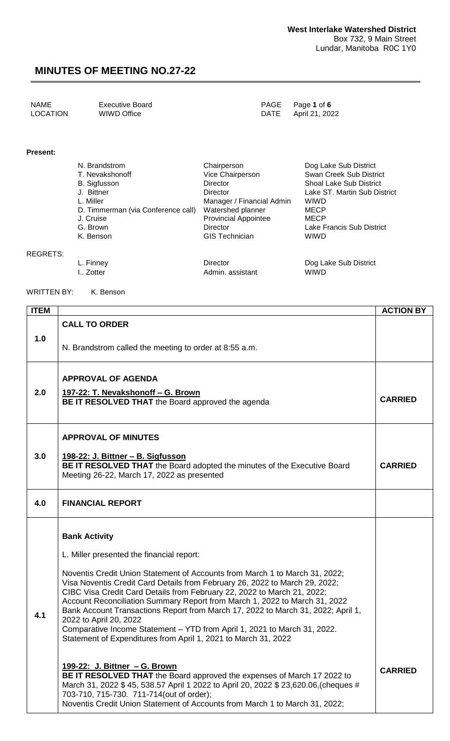**West Interlake Watershed District**
Box 732, 9 Main Street
Lundar, Manitoba R0C 1Y0

# MINUTES OF MEETING NO.27-22

| | | | |
|---|---|---|---|
| NAME | Executive Board | PAGE | Page **1** of **6** |
| LOCATION | WIWD Office | DATE | April 21, 2022 |

**Present:**

| | | |
|---|---|---|
| N. Brandstrom | Chairperson | Dog Lake Sub District |
| T. Nevakshonoff | Vice Chairperson | Swan Creek Sub District |
| B. Sigfusson | Director | Shoal Lake Sub District |
| J. Bittner | Director | Lake ST. Martin Sub District |
| L. Miller | Manager / Financial Admin | WIWD |
| D. Timmerman (via Conference call) | Watershed planner | MECP |
| J. Cruise | Provincial Appointee | MECP |
| G. Brown | Director | Lake Francis Sub District |
| K. Benson | GIS Technician | WIWD |

REGRETS:

| | | |
|---|---|---|
| L. Finney | Director | Dog Lake Sub District |
| I.. Zotter | Admin. assistant | WIWD |

WRITTEN BY: K. Benson

| ITEM | | ACTION BY |
|---|---|---|
| 1.0 | **CALL TO ORDER**<br><br>N. Brandstrom called the meeting to order at 8:55 a.m. | |
| 2.0 | **APPROVAL OF AGENDA**<br><br>**197-22: T. Nevakshonoff – G. Brown**<br>**BE IT RESOLVED THAT** the Board approved the agenda | **CARRIED** |
| 3.0 | **APPROVAL OF MINUTES**<br><br>**198-22: J. Bittner – B. Sigfusson**<br>**BE IT RESOLVED THAT** the Board adopted the minutes of the Executive Board Meeting 26-22, March 17, 2022 as presented | **CARRIED** |
| 4.0 | **FINANCIAL REPORT** | |
| 4.1 | **Bank Activity**<br><br>L. Miller presented the financial report:<br><br>Noventis Credit Union Statement of Accounts from March 1 to March 31, 2022;<br>Visa Noventis Credit Card Details from February 26, 2022 to March 29, 2022;<br>CIBC Visa Credit Card Details from February 22, 2022 to March 21, 2022;<br>Account Reconciliation Summary Report from March 1, 2022 to March 31, 2022<br>Bank Account Transactions Report from March 17, 2022 to March 31, 2022; April 1, 2022 to April 20, 2022<br>Comparative Income Statement – YTD from April 1, 2021 to March 31, 2022.<br>Statement of Expenditures from April 1, 2021 to March 31, 2022<br><br>**199-22: J. Bittner – G. Brown**<br>**BE IT RESOLVED THAT** the Board approved the expenses of March 17 2022 to March 31, 2022 $ 45, 538.57 April 1 2022 to April 20, 2022 $ 23,620.06,(cheques # 703-710, 715-730. 711-714(out of order);<br>Noventis Credit Union Statement of Accounts from March 1 to March 31, 2022; | **CARRIED** |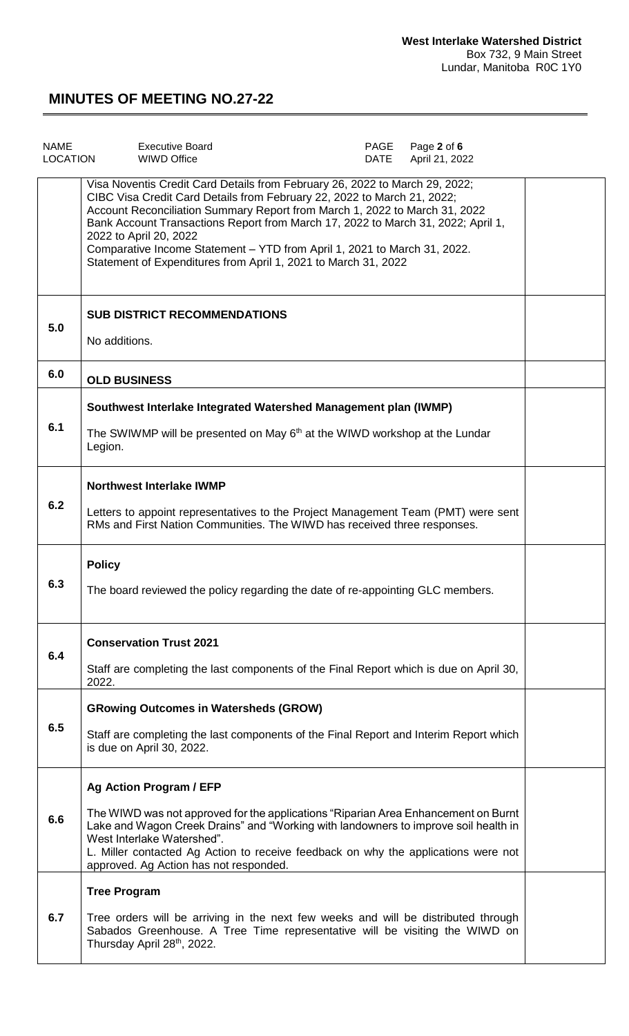| NAME | Executive Board | PAGE | Page 2 of 6 |
|---|---|---|---|
| LOCATION | WIWD Office | DATE | April 21, 2022 |

| | | |
|---|---|---|
| | Visa Noventis Credit Card Details from February 26, 2022 to March 29, 2022; CIBC Visa Credit Card Details from February 22, 2022 to March 21, 2022; Account Reconciliation Summary Report from March 1, 2022 to March 31, 2022 Bank Account Transactions Report from March 17, 2022 to March 31, 2022; April 1, 2022 to April 20, 2022 Comparative Income Statement – YTD from April 1, 2021 to March 31, 2022. Statement of Expenditures from April 1, 2021 to March 31, 2022 | |
| 5.0 | **SUB DISTRICT RECOMMENDATIONS** No additions. | |
| 6.0 | **OLD BUSINESS** | |
| 6.1 | **Southwest Interlake Integrated Watershed Management plan (IWMP)** The SWIWMP will be presented on May 6th at the WIWD workshop at the Lundar Legion. | |
| 6.2 | **Northwest Interlake IWMP** Letters to appoint representatives to the Project Management Team (PMT) were sent RMs and First Nation Communities. The WIWD has received three responses. | |
| 6.3 | **Policy** The board reviewed the policy regarding the date of re-appointing GLC members. | |
| 6.4 | **Conservation Trust 2021** Staff are completing the last components of the Final Report which is due on April 30, 2022. | |
| 6.5 | **GRowing Outcomes in Watersheds (GROW)** Staff are completing the last components of the Final Report and Interim Report which is due on April 30, 2022. | |
| 6.6 | **Ag Action Program / EFP** The WIWD was not approved for the applications "Riparian Area Enhancement on Burnt Lake and Wagon Creek Drains" and "Working with landowners to improve soil health in West Interlake Watershed". L. Miller contacted Ag Action to receive feedback on why the applications were not approved. Ag Action has not responded. | |
| 6.7 | **Tree Program** Tree orders will be arriving in the next few weeks and will be distributed through Sabados Greenhouse. A Tree Time representative will be visiting the WIWD on Thursday April 28th, 2022. | |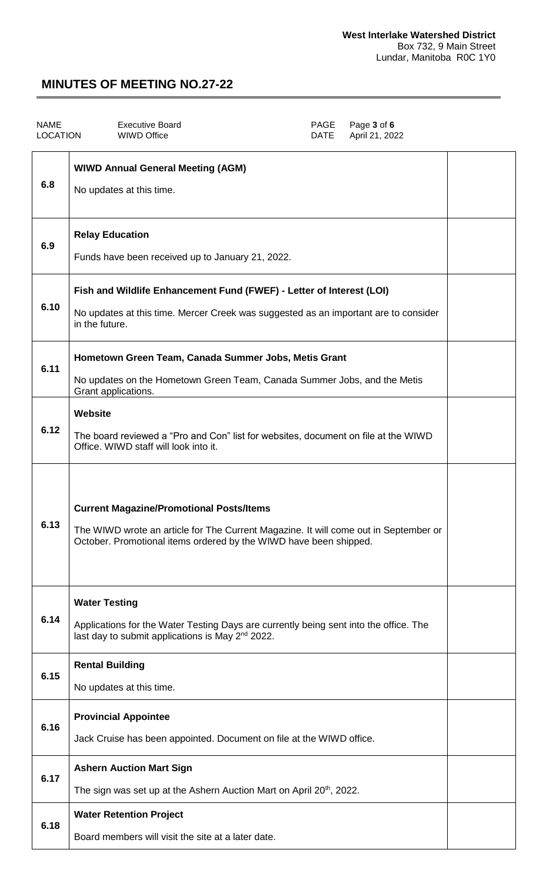**West Interlake Watershed District**
Box 732, 9 Main Street
Lundar, Manitoba R0C 1Y0

## MINUTES OF MEETING NO.27-22

| | | | |
|---|---|---|---|
| NAME | Executive Board | PAGE | Page **3** of **6** |
| LOCATION | WIWD Office | DATE | April 21, 2022 |

| | | |
|---|---|---|
| 6.8 | **WIWD Annual General Meeting (AGM)**<br><br>No updates at this time. | |
| 6.9 | **Relay Education**<br><br>Funds have been received up to January 21, 2022. | |
| 6.10 | **Fish and Wildlife Enhancement Fund (FWEF) - Letter of Interest (LOI)**<br><br>No updates at this time. Mercer Creek was suggested as an important are to consider in the future. | |
| 6.11 | **Hometown Green Team, Canada Summer Jobs, Metis Grant**<br><br>No updates on the Hometown Green Team, Canada Summer Jobs, and the Metis Grant applications. | |
| 6.12 | **Website**<br><br>The board reviewed a "Pro and Con" list for websites, document on file at the WIWD Office. WIWD staff will look into it. | |
| 6.13 | **Current Magazine/Promotional Posts/Items**<br><br>The WIWD wrote an article for The Current Magazine. It will come out in September or October. Promotional items ordered by the WIWD have been shipped. | |
| 6.14 | **Water Testing**<br><br>Applications for the Water Testing Days are currently being sent into the office. The last day to submit applications is May 2nd 2022. | |
| 6.15 | **Rental Building**<br><br>No updates at this time. | |
| 6.16 | **Provincial Appointee**<br><br>Jack Cruise has been appointed. Document on file at the WIWD office. | |
| 6.17 | **Ashern Auction Mart Sign**<br><br>The sign was set up at the Ashern Auction Mart on April 20th, 2022. | |
| 6.18 | **Water Retention Project**<br><br>Board members will visit the site at a later date. | |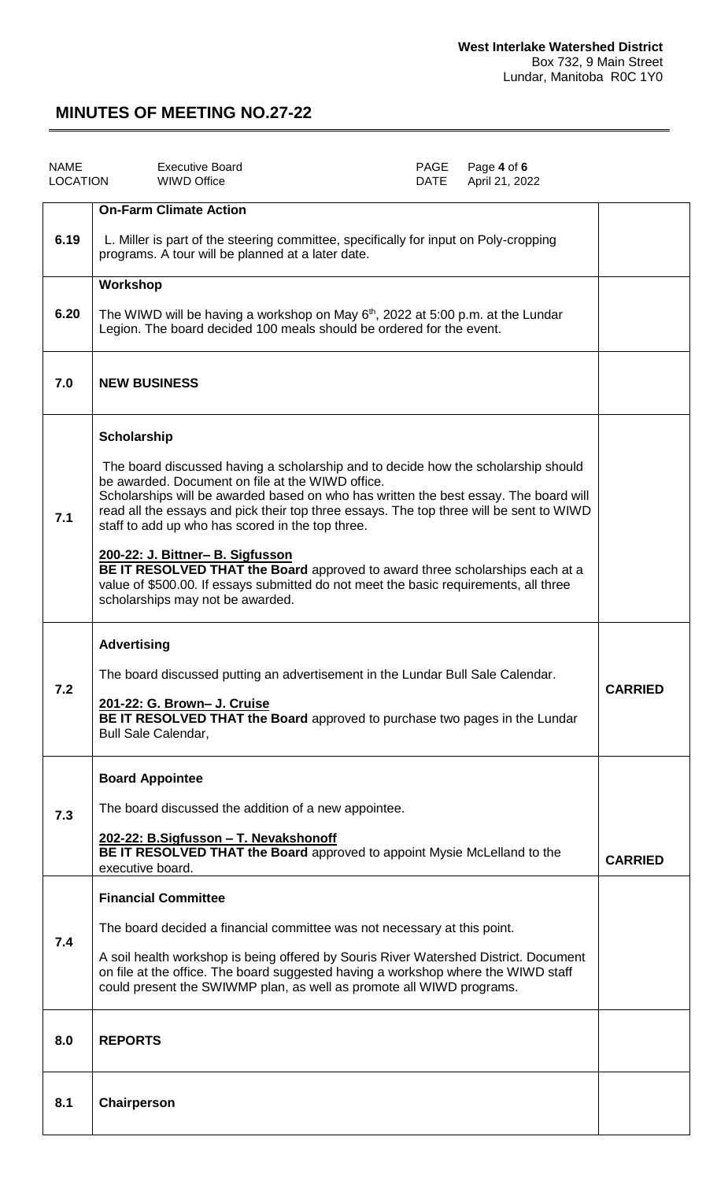**West Interlake Watershed District**
Box 732, 9 Main Street
Lundar, Manitoba R0C 1Y0

# MINUTES OF MEETING NO.27-22

| NAME | Executive Board | PAGE | Page 4 of 6 |
|---|---|---|---|
| LOCATION | WIWD Office | DATE | April 21, 2022 |

| | | |
|---|---|---|
| 6.19 | **On-Farm Climate Action**<br><br>L. Miller is part of the steering committee, specifically for input on Poly-cropping programs. A tour will be planned at a later date. | |
| 6.20 | **Workshop**<br><br>The WIWD will be having a workshop on May 6th, 2022 at 5:00 p.m. at the Lundar Legion. The board decided 100 meals should be ordered for the event. | |
| 7.0 | **NEW BUSINESS** | |
| 7.1 | **Scholarship**<br><br>The board discussed having a scholarship and to decide how the scholarship should be awarded. Document on file at the WIWD office.<br>Scholarships will be awarded based on who has written the best essay. The board will read all the essays and pick their top three essays. The top three will be sent to WIWD staff to add up who has scored in the top three.<br><br>**200-22: J. Bittner– B. Sigfusson**<br>**BE IT RESOLVED THAT the Board** approved to award three scholarships each at a value of $500.00. If essays submitted do not meet the basic requirements, all three scholarships may not be awarded. | |
| 7.2 | **Advertising**<br><br>The board discussed putting an advertisement in the Lundar Bull Sale Calendar.<br><br>**201-22: G. Brown– J. Cruise**<br>**BE IT RESOLVED THAT the Board** approved to purchase two pages in the Lundar Bull Sale Calendar, | **CARRIED** |
| 7.3 | **Board Appointee**<br><br>The board discussed the addition of a new appointee.<br><br>**202-22: B.Sigfusson – T. Nevakshonoff**<br>**BE IT RESOLVED THAT the Board** approved to appoint Mysie McLelland to the executive board. | **CARRIED** |
| 7.4 | **Financial Committee**<br><br>The board decided a financial committee was not necessary at this point.<br><br>A soil health workshop is being offered by Souris River Watershed District. Document on file at the office. The board suggested having a workshop where the WIWD staff could present the SWIWMP plan, as well as promote all WIWD programs. | |
| 8.0 | **REPORTS** | |
| 8.1 | **Chairperson** | |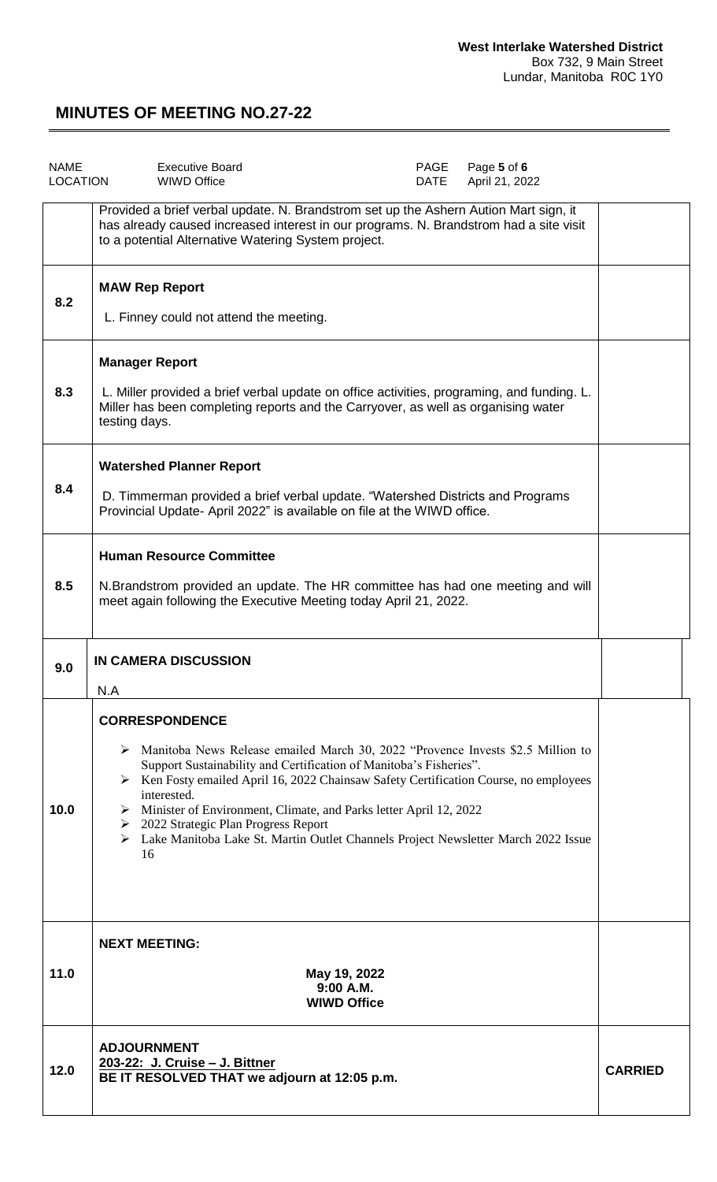| NAME | Executive Board | PAGE | Page 5 of 6 |
| --- | --- | --- | --- |
| LOCATION | WIWD Office | DATE | April 21, 2022 |

| | | |
| --- | --- | --- |
| | Provided a brief verbal update. N. Brandstrom set up the Ashern Aution Mart sign, it has already caused increased interest in our programs. N. Brandstrom had a site visit to a potential Alternative Watering System project. | |
| 8.2 | **MAW Rep Report**<br><br>L. Finney could not attend the meeting. | |
| 8.3 | **Manager Report**<br><br>L. Miller provided a brief verbal update on office activities, programing, and funding. L. Miller has been completing reports and the Carryover, as well as organising water testing days. | |
| 8.4 | **Watershed Planner Report**<br><br>D. Timmerman provided a brief verbal update. "Watershed Districts and Programs Provincial Update- April 2022" is available on file at the WIWD office. | |
| 8.5 | **Human Resource Committee**<br><br>N.Brandstrom provided an update. The HR committee has had one meeting and will meet again following the Executive Meeting today April 21, 2022. | |
| 9.0 | **IN CAMERA DISCUSSION**<br><br>N.A | |
| 10.0 | **CORRESPONDENCE**<br><br>➢ Manitoba News Release emailed March 30, 2022 "Provence Invests $2.5 Million to Support Sustainability and Certification of Manitoba's Fisheries".<br>➢ Ken Fosty emailed April 16, 2022 Chainsaw Safety Certification Course, no employees interested.<br>➢ Minister of Environment, Climate, and Parks letter April 12, 2022<br>➢ 2022 Strategic Plan Progress Report<br>➢ Lake Manitoba Lake St. Martin Outlet Channels Project Newsletter March 2022 Issue 16 | |
| 11.0 | **NEXT MEETING:**<br><br>**May 19, 2022**<br>**9:00 A.M.**<br>**WIWD Office** | |
| 12.0 | **ADJOURNMENT**<br>**203-22: J. Cruise – J. Bittner**<br>**BE IT RESOLVED THAT we adjourn at 12:05 p.m.** | **CARRIED** |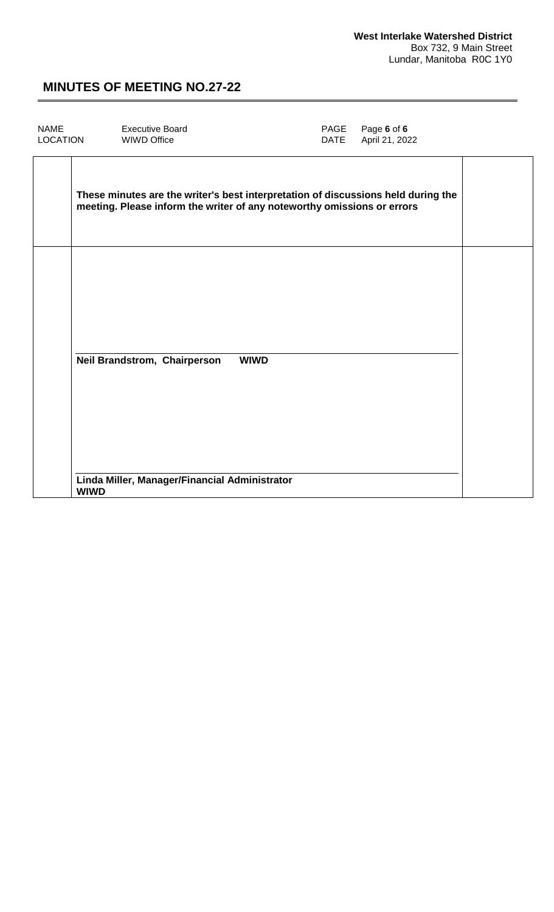**West Interlake Watershed District**
Box 732, 9 Main Street
Lundar, Manitoba R0C 1Y0

## MINUTES OF MEETING NO.27-22

| | | | |
|---|---|---|---|
| NAME | Executive Board | PAGE | Page **6** of **6** |
| LOCATION | WIWD Office | DATE | April 21, 2022 |

**These minutes are the writer's best interpretation of discussions held during the meeting. Please inform the writer of any noteworthy omissions or errors**

---

**Neil Brandstrom, Chairperson WIWD**

---

**Linda Miller, Manager/Financial Administrator WIWD**